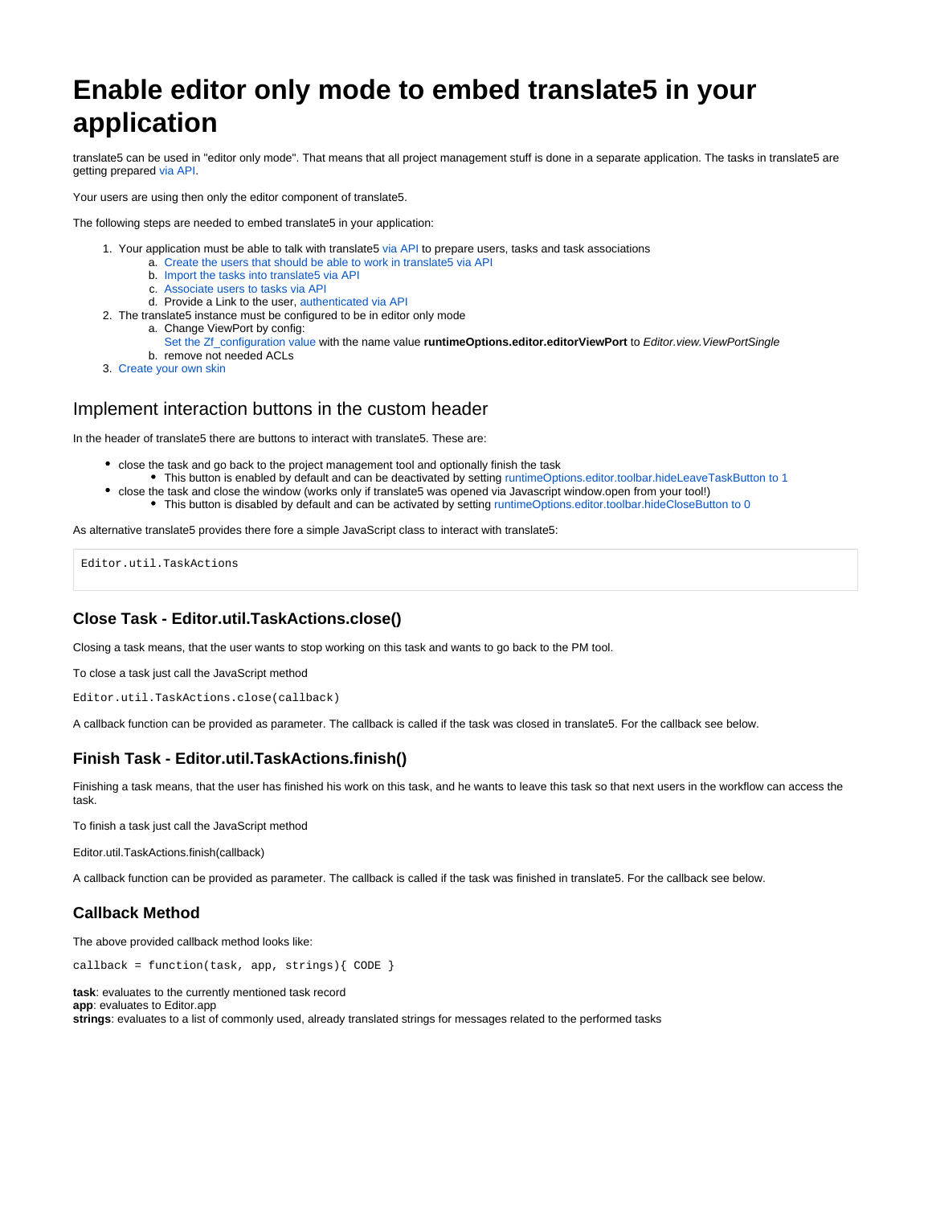# Enable editor only mode to embed translate5 in your application

translate5 can be used in "editor only mode". That means that all project management stuff is done in a separate application. The tasks in translate5 are getting prepared via API.

Your users are using then only the editor component of translate5.

The following steps are needed to embed translate5 in your application:

1. Your application must be able to talk with translate5 via API to prepare users, tasks and task associations
   a. Create the users that should be able to work in translate5 via API
   b. Import the tasks into translate5 via API
   c. Associate users to tasks via API
   d. Provide a Link to the user, authenticated via API
2. The translate5 instance must be configured to be in editor only mode
   a. Change ViewPort by config:
      Set the Zf_configuration value with the name value **runtimeOptions.editor.editorViewPort** to *Editor.view.ViewPortSingle*
   b. remove not needed ACLs
3. Create your own skin

## Implement interaction buttons in the custom header

In the header of translate5 there are buttons to interact with translate5. These are:

- close the task and go back to the project management tool and optionally finish the task
  - This button is enabled by default and can be deactivated by setting runtimeOptions.editor.toolbar.hideLeaveTaskButton to 1
- close the task and close the window (works only if translate5 was opened via Javascript window.open from your tool!)
  - This button is disabled by default and can be activated by setting runtimeOptions.editor.toolbar.hideCloseButton to 0

As alternative translate5 provides there fore a simple JavaScript class to interact with translate5:

```
Editor.util.TaskActions
```

### Close Task - Editor.util.TaskActions.close()

Closing a task means, that the user wants to stop working on this task and wants to go back to the PM tool.

To close a task just call the JavaScript method

```
Editor.util.TaskActions.close(callback)
```

A callback function can be provided as parameter. The callback is called if the task was closed in translate5. For the callback see below.

### Finish Task - Editor.util.TaskActions.finish()

Finishing a task means, that the user has finished his work on this task, and he wants to leave this task so that next users in the workflow can access the task.

To finish a task just call the JavaScript method

Editor.util.TaskActions.finish(callback)

A callback function can be provided as parameter. The callback is called if the task was finished in translate5. For the callback see below.

### Callback Method

The above provided callback method looks like:

```
callback = function(task, app, strings){ CODE }
```

**task**: evaluates to the currently mentioned task record
**app**: evaluates to Editor.app
**strings**: evaluates to a list of commonly used, already translated strings for messages related to the performed tasks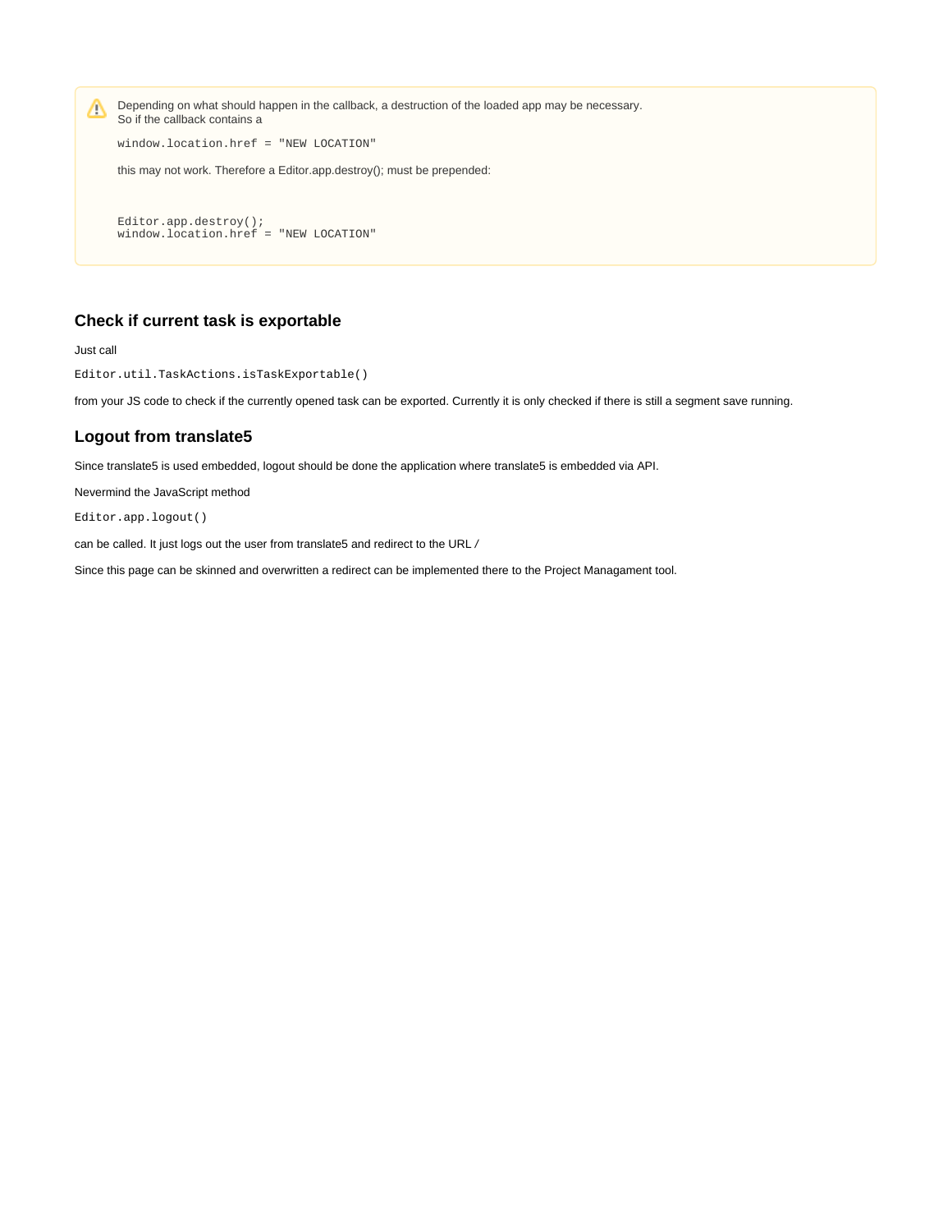> ⚠ Depending on what should happen in the callback, a destruction of the loaded app may be necessary.
> So if the callback contains a
>
> ```
> window.location.href = "NEW LOCATION"
> ```
>
> this may not work. Therefore a Editor.app.destroy(); must be prepended:
>
> ```
> Editor.app.destroy();
> window.location.href = "NEW LOCATION"
> ```

### Check if current task is exportable

Just call

```
Editor.util.TaskActions.isTaskExportable()
```

from your JS code to check if the currently opened task can be exported. Currently it is only checked if there is still a segment save running.

### Logout from translate5

Since translate5 is used embedded, logout should be done the application where translate5 is embedded via API.

Nevermind the JavaScript method

```
Editor.app.logout()
```

can be called. It just logs out the user from translate5 and redirect to the URL /

Since this page can be skinned and overwritten a redirect can be implemented there to the Project Managament tool.